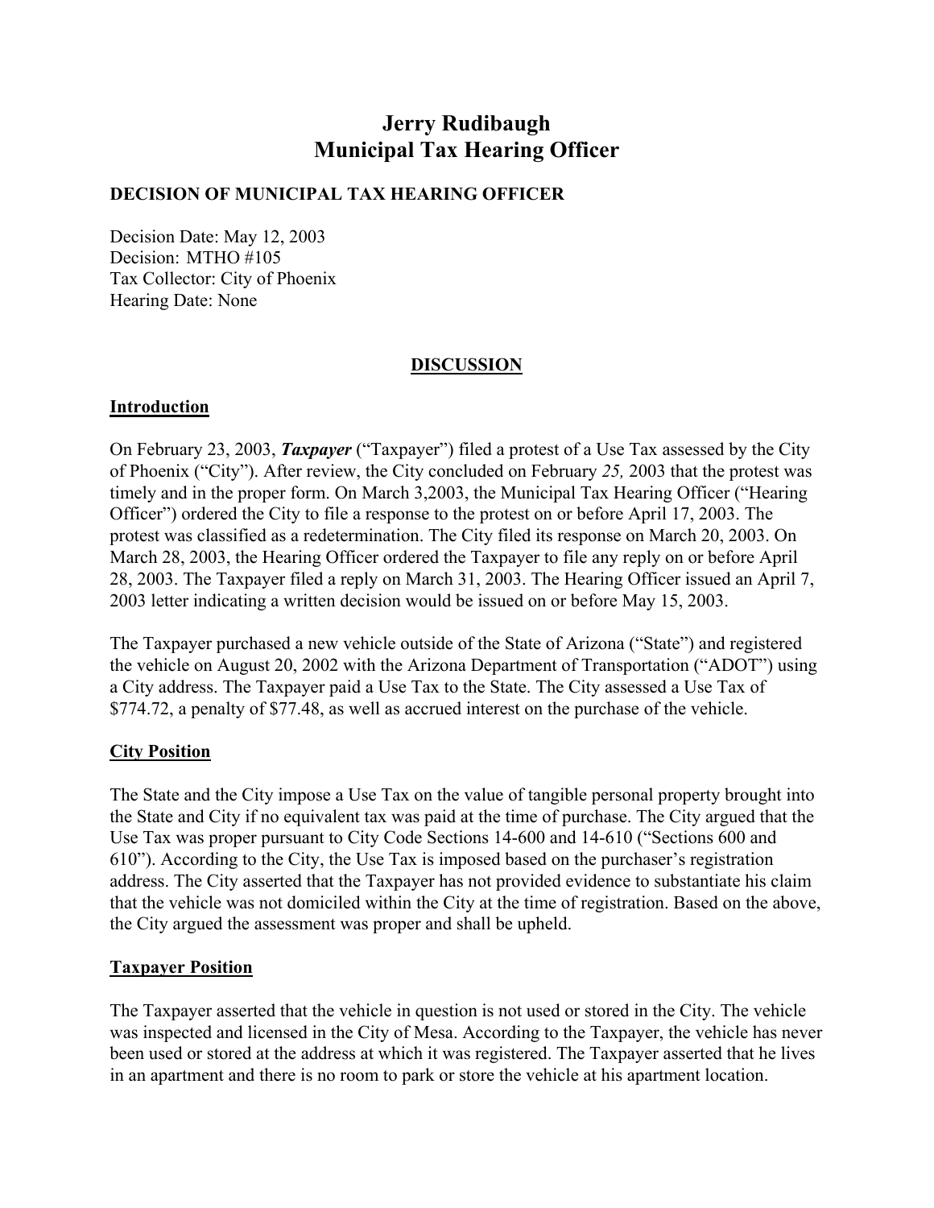# Jerry Rudibaugh
# Municipal Tax Hearing Officer

**DECISION OF MUNICIPAL TAX HEARING OFFICER**

Decision Date: May 12, 2003
Decision: MTHO #105
Tax Collector: City of Phoenix
Hearing Date: None

## DISCUSSION

### Introduction

On February 23, 2003, ***Taxpayer*** ("Taxpayer") filed a protest of a Use Tax assessed by the City of Phoenix ("City"). After review, the City concluded on February *25,* 2003 that the protest was timely and in the proper form. On March 3,2003, the Municipal Tax Hearing Officer ("Hearing Officer") ordered the City to file a response to the protest on or before April 17, 2003. The protest was classified as a redetermination. The City filed its response on March 20, 2003. On March 28, 2003, the Hearing Officer ordered the Taxpayer to file any reply on or before April 28, 2003. The Taxpayer filed a reply on March 31, 2003. The Hearing Officer issued an April 7, 2003 letter indicating a written decision would be issued on or before May 15, 2003.

The Taxpayer purchased a new vehicle outside of the State of Arizona ("State") and registered the vehicle on August 20, 2002 with the Arizona Department of Transportation ("ADOT") using a City address. The Taxpayer paid a Use Tax to the State. The City assessed a Use Tax of $774.72, a penalty of $77.48, as well as accrued interest on the purchase of the vehicle.

### City Position

The State and the City impose a Use Tax on the value of tangible personal property brought into the State and City if no equivalent tax was paid at the time of purchase. The City argued that the Use Tax was proper pursuant to City Code Sections 14-600 and 14-610 ("Sections 600 and 610"). According to the City, the Use Tax is imposed based on the purchaser's registration address. The City asserted that the Taxpayer has not provided evidence to substantiate his claim that the vehicle was not domiciled within the City at the time of registration. Based on the above, the City argued the assessment was proper and shall be upheld.

### Taxpayer Position

The Taxpayer asserted that the vehicle in question is not used or stored in the City. The vehicle was inspected and licensed in the City of Mesa. According to the Taxpayer, the vehicle has never been used or stored at the address at which it was registered. The Taxpayer asserted that he lives in an apartment and there is no room to park or store the vehicle at his apartment location.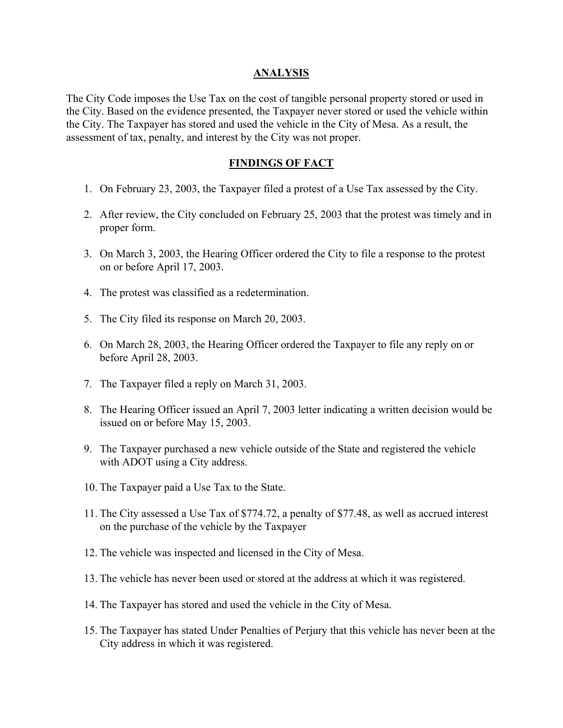## ANALYSIS

The City Code imposes the Use Tax on the cost of tangible personal property stored or used in the City. Based on the evidence presented, the Taxpayer never stored or used the vehicle within the City. The Taxpayer has stored and used the vehicle in the City of Mesa. As a result, the assessment of tax, penalty, and interest by the City was not proper.

## FINDINGS OF FACT

1. On February 23, 2003, the Taxpayer filed a protest of a Use Tax assessed by the City.
2. After review, the City concluded on February 25, 2003 that the protest was timely and in proper form.
3. On March 3, 2003, the Hearing Officer ordered the City to file a response to the protest on or before April 17, 2003.
4. The protest was classified as a redetermination.
5. The City filed its response on March 20, 2003.
6. On March 28, 2003, the Hearing Officer ordered the Taxpayer to file any reply on or before April 28, 2003.
7. The Taxpayer filed a reply on March 31, 2003.
8. The Hearing Officer issued an April 7, 2003 letter indicating a written decision would be issued on or before May 15, 2003.
9. The Taxpayer purchased a new vehicle outside of the State and registered the vehicle with ADOT using a City address.
10. The Taxpayer paid a Use Tax to the State.
11. The City assessed a Use Tax of $774.72, a penalty of $77.48, as well as accrued interest on the purchase of the vehicle by the Taxpayer
12. The vehicle was inspected and licensed in the City of Mesa.
13. The vehicle has never been used or stored at the address at which it was registered.
14. The Taxpayer has stored and used the vehicle in the City of Mesa.
15. The Taxpayer has stated Under Penalties of Perjury that this vehicle has never been at the City address in which it was registered.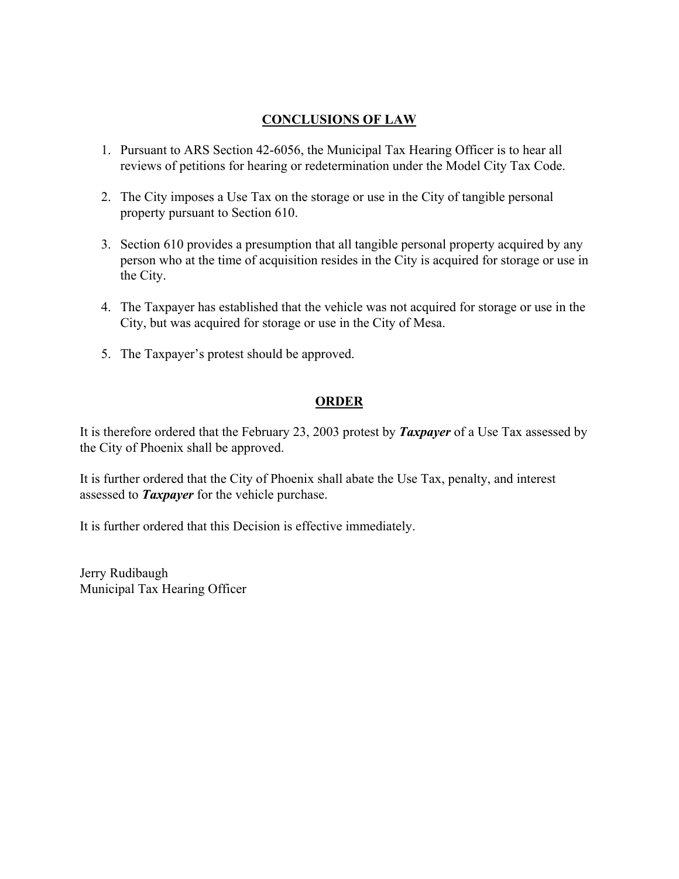## CONCLUSIONS OF LAW

1. Pursuant to ARS Section 42-6056, the Municipal Tax Hearing Officer is to hear all reviews of petitions for hearing or redetermination under the Model City Tax Code.

2. The City imposes a Use Tax on the storage or use in the City of tangible personal property pursuant to Section 610.

3. Section 610 provides a presumption that all tangible personal property acquired by any person who at the time of acquisition resides in the City is acquired for storage or use in the City.

4. The Taxpayer has established that the vehicle was not acquired for storage or use in the City, but was acquired for storage or use in the City of Mesa.

5. The Taxpayer's protest should be approved.

## ORDER

It is therefore ordered that the February 23, 2003 protest by ***Taxpayer*** of a Use Tax assessed by the City of Phoenix shall be approved.

It is further ordered that the City of Phoenix shall abate the Use Tax, penalty, and interest assessed to ***Taxpayer*** for the vehicle purchase.

It is further ordered that this Decision is effective immediately.

Jerry Rudibaugh
Municipal Tax Hearing Officer